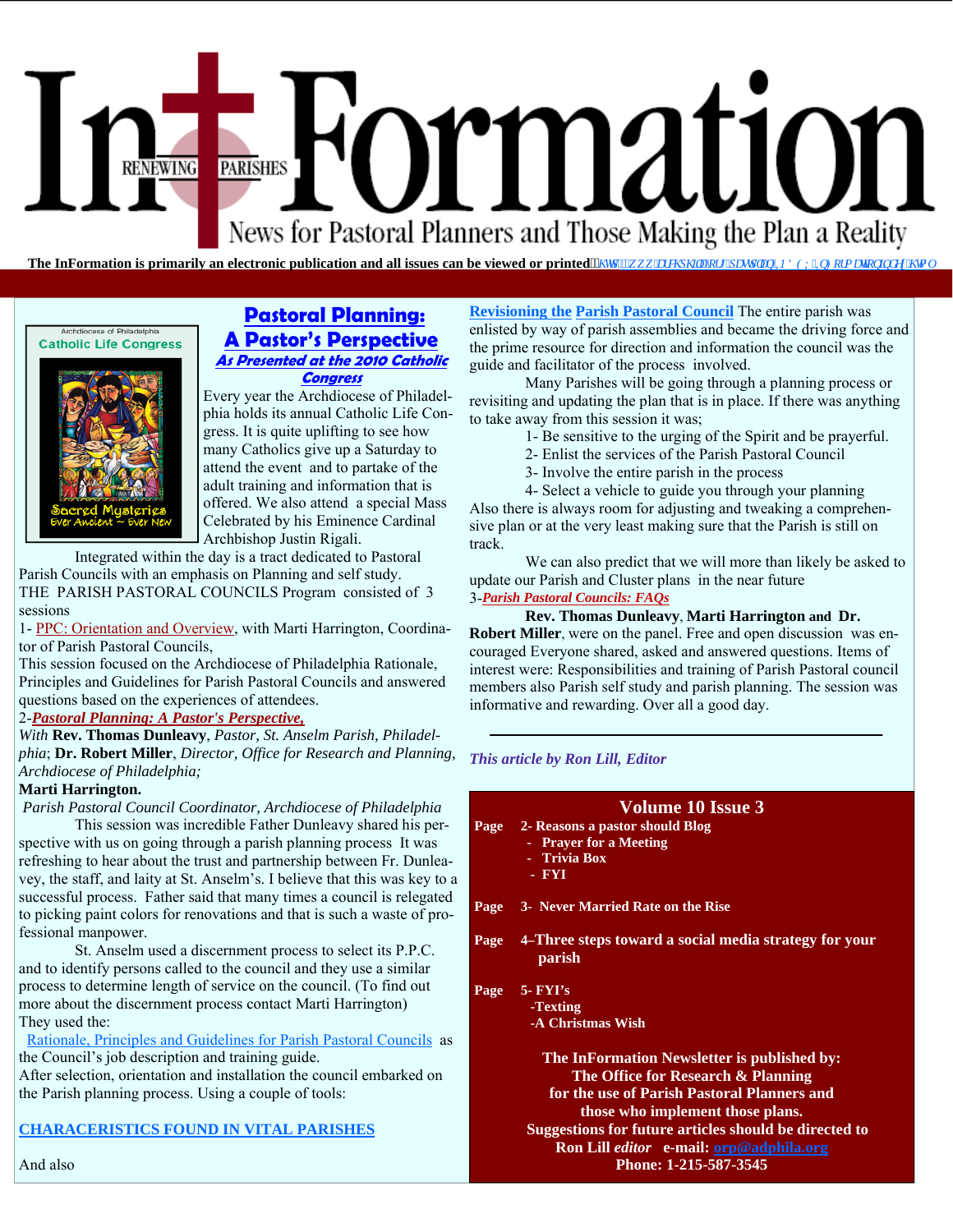# InFormation

RENEWING PARISHES

News for Pastoral Planners and Those Making the Plan a Reality

**The InFormation is primarily an electronic publication and all issues can be viewed or printed** http://www.archphila.org/pastplan/INDEX/InformationIndex.htm

Archdiocese of Philadelphia
Catholic Life Congress
Sacred Mysteries
Ever Ancient ~ Ever New

## Pastoral Planning: A Pastor's Perspective

### *As Presented at the 2010 Catholic Congress*

Every year the Archdiocese of Philadelphia holds its annual Catholic Life Congress. It is quite uplifting to see how many Catholics give up a Saturday to attend the event and to partake of the adult training and information that is offered. We also attend a special Mass Celebrated by his Eminence Cardinal Archbishop Justin Rigali.

Integrated within the day is a tract dedicated to Pastoral Parish Councils with an emphasis on Planning and self study.

THE PARISH PASTORAL COUNCILS Program consisted of 3 sessions

1- PPC: Orientation and Overview, with Marti Harrington, Coordinator of Parish Pastoral Councils,

This session focused on the Archdiocese of Philadelphia Rationale, Principles and Guidelines for Parish Pastoral Councils and answered questions based on the experiences of attendees.

2-***Pastoral Planning: A Pastor's Perspective,***

*With* **Rev. Thomas Dunleavy**, *Pastor, St. Anselm Parish, Philadelphia*; **Dr. Robert Miller**, *Director, Office for Research and Planning, Archdiocese of Philadelphia;*

**Marti Harrington.**

*Parish Pastoral Council Coordinator, Archdiocese of Philadelphia*

This session was incredible Father Dunleavy shared his perspective with us on going through a parish planning process It was refreshing to hear about the trust and partnership between Fr. Dunleavy, the staff, and laity at St. Anselm's. I believe that this was key to a successful process. Father said that many times a council is relegated to picking paint colors for renovations and that is such a waste of professional manpower.

St. Anselm used a discernment process to select its P.P.C. and to identify persons called to the council and they use a similar process to determine length of service on the council. (To find out more about the discernment process contact Marti Harrington)

They used the:

Rationale, Principles and Guidelines for Parish Pastoral Councils as the Council's job description and training guide.

After selection, orientation and installation the council embarked on the Parish planning process. Using a couple of tools:

**CHARACERISTICS FOUND IN VITAL PARISHES**

And also

Revisioning the Parish Pastoral Council The entire parish was enlisted by way of parish assemblies and became the driving force and the prime resource for direction and information the council was the guide and facilitator of the process involved.

Many Parishes will be going through a planning process or revisiting and updating the plan that is in place. If there was anything to take away from this session it was;

1- Be sensitive to the urging of the Spirit and be prayerful.
2- Enlist the services of the Parish Pastoral Council
3- Involve the entire parish in the process
4- Select a vehicle to guide you through your planning

Also there is always room for adjusting and tweaking a comprehensive plan or at the very least making sure that the Parish is still on track.

We can also predict that we will more than likely be asked to update our Parish and Cluster plans in the near future

3-***Parish Pastoral Councils: FAQs***

**Rev. Thomas Dunleavy**, **Marti Harrington and Dr. Robert Miller**, were on the panel. Free and open discussion was encouraged Everyone shared, asked and answered questions. Items of interest were: Responsibilities and training of Parish Pastoral council members also Parish self study and parish planning. The session was informative and rewarding. Over all a good day.

---

***This article by Ron Lill, Editor***

---

**Volume 10 Issue 3**

**Page 2- Reasons a pastor should Blog**
- **Prayer for a Meeting**
- **Trivia Box**
- **FYI**

**Page 3- Never Married Rate on the Rise**

**Page 4–Three steps toward a social media strategy for your parish**

**Page 5- FYI's**
- **Texting**
- **A Christmas Wish**

**The InFormation Newsletter is published by:**
**The Office for Research & Planning**
**for the use of Parish Pastoral Planners and those who implement those plans.**
**Suggestions for future articles should be directed to**
**Ron Lill *editor* e-mail: orp@adphila.org**
**Phone: 1-215-587-3545**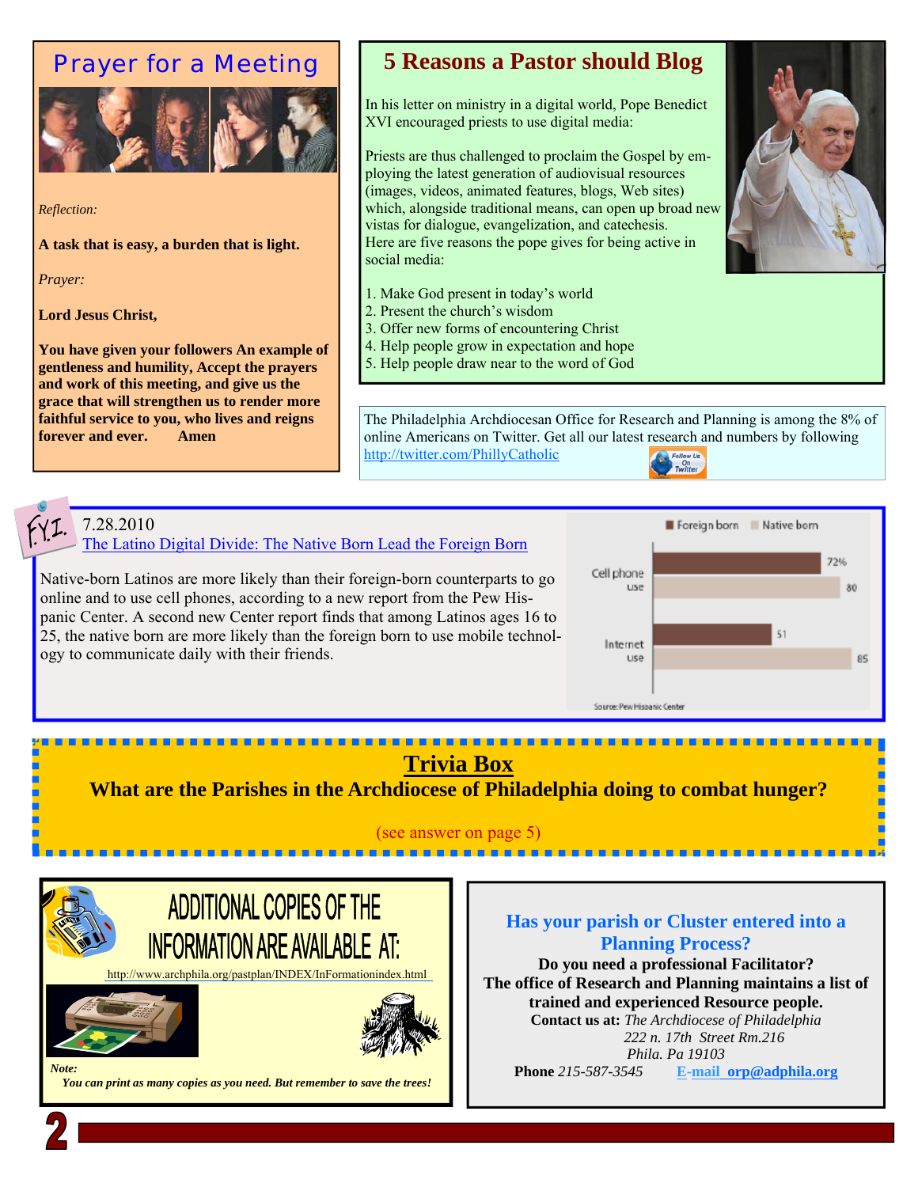## Prayer for a Meeting

*Reflection:*

**A task that is easy, a burden that is light.**

*Prayer:*

**Lord Jesus Christ,**

**You have given your followers An example of gentleness and humility, Accept the prayers and work of this meeting, and give us the grace that will strengthen us to render more faithful service to you, who lives and reigns forever and ever. Amen**

## 5 Reasons a Pastor should Blog

In his letter on ministry in a digital world, Pope Benedict XVI encouraged priests to use digital media:

Priests are thus challenged to proclaim the Gospel by employing the latest generation of audiovisual resources (images, videos, animated features, blogs, Web sites) which, alongside traditional means, can open up broad new vistas for dialogue, evangelization, and catechesis.
Here are five reasons the pope gives for being active in social media:

1. Make God present in today's world
2. Present the church's wisdom
3. Offer new forms of encountering Christ
4. Help people grow in expectation and hope
5. Help people draw near to the word of God

The Philadelphia Archdiocesan Office for Research and Planning is among the 8% of online Americans on Twitter. Get all our latest research and numbers by following http://twitter.com/PhillyCatholic

Follow Us On Twitter

F.Y.I. 7.28.2010
The Latino Digital Divide: The Native Born Lead the Foreign Born

Native-born Latinos are more likely than their foreign-born counterparts to go online and to use cell phones, according to a new report from the Pew Hispanic Center. A second new Center report finds that among Latinos ages 16 to 25, the native born are more likely than the foreign born to use mobile technology to communicate daily with their friends.

| | Foreign born | Native born |
|---|---|---|
| Cell phone use | 72% | 80 |
| Internet use | 51 | 85 |

Source: Pew Hispanic Center

## Trivia Box

**What are the Parishes in the Archdiocese of Philadelphia doing to combat hunger?**

(see answer on page 5)

## ADDITIONAL COPIES OF THE INFORMATION ARE AVAILABLE AT:

http://www.archphila.org/pastplan/INDEX/InFormationindex.html

***Note:***
***You can print as many copies as you need. But remember to save the trees!***

### Has your parish or Cluster entered into a Planning Process?

**Do you need a professional Facilitator?**
**The office of Research and Planning maintains a list of trained and experienced Resource people.**
**Contact us at:** *The Archdiocese of Philadelphia*
*222 n. 17th Street Rm.216*
*Phila. Pa 19103*
**Phone** *215-587-3545* **E-mail orp@adphila.org**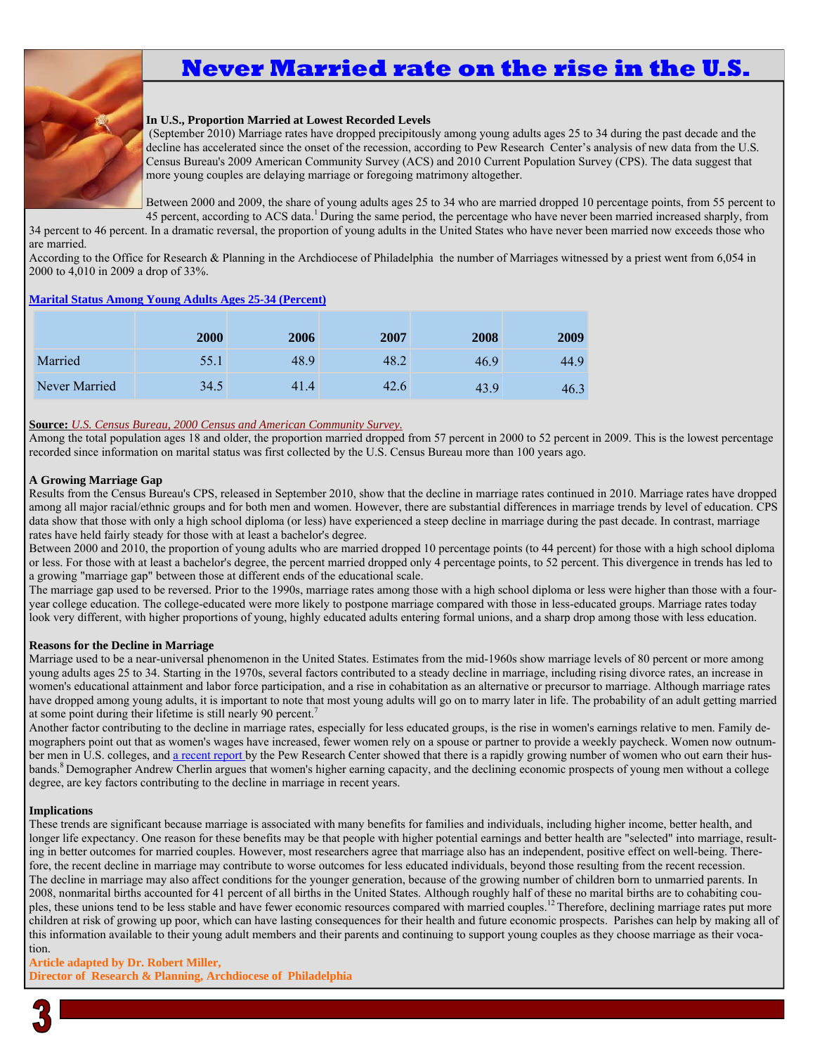# Never Married rate on the rise in the U.S.

**In U.S., Proportion Married at Lowest Recorded Levels**

(September 2010) Marriage rates have dropped precipitously among young adults ages 25 to 34 during the past decade and the decline has accelerated since the onset of the recession, according to Pew Research Center's analysis of new data from the U.S. Census Bureau's 2009 American Community Survey (ACS) and 2010 Current Population Survey (CPS). The data suggest that more young couples are delaying marriage or foregoing matrimony altogether.

Between 2000 and 2009, the share of young adults ages 25 to 34 who are married dropped 10 percentage points, from 55 percent to 45 percent, according to ACS data.[1] During the same period, the percentage who have never been married increased sharply, from 34 percent to 46 percent. In a dramatic reversal, the proportion of young adults in the United States who have never been married now exceeds those who are married.

According to the Office for Research & Planning in the Archdiocese of Philadelphia the number of Marriages witnessed by a priest went from 6,054 in 2000 to 4,010 in 2009 a drop of 33%.

**Marital Status Among Young Adults Ages 25-34 (Percent)**

| | 2000 | 2006 | 2007 | 2008 | 2009 |
|---|---|---|---|---|---|
| Married | 55.1 | 48.9 | 48.2 | 46.9 | 44.9 |
| Never Married | 34.5 | 41.4 | 42.6 | 43.9 | 46.3 |

**Source:** *U.S. Census Bureau, 2000 Census and American Community Survey.*

Among the total population ages 18 and older, the proportion married dropped from 57 percent in 2000 to 52 percent in 2009. This is the lowest percentage recorded since information on marital status was first collected by the U.S. Census Bureau more than 100 years ago.

**A Growing Marriage Gap**

Results from the Census Bureau's CPS, released in September 2010, show that the decline in marriage rates continued in 2010. Marriage rates have dropped among all major racial/ethnic groups and for both men and women. However, there are substantial differences in marriage trends by level of education. CPS data show that those with only a high school diploma (or less) have experienced a steep decline in marriage during the past decade. In contrast, marriage rates have held fairly steady for those with at least a bachelor's degree.

Between 2000 and 2010, the proportion of young adults who are married dropped 10 percentage points (to 44 percent) for those with a high school diploma or less. For those with at least a bachelor's degree, the percent married dropped only 4 percentage points, to 52 percent. This divergence in trends has led to a growing "marriage gap" between those at different ends of the educational scale.

The marriage gap used to be reversed. Prior to the 1990s, marriage rates among those with a high school diploma or less were higher than those with a four-year college education. The college-educated were more likely to postpone marriage compared with those in less-educated groups. Marriage rates today look very different, with higher proportions of young, highly educated adults entering formal unions, and a sharp drop among those with less education.

**Reasons for the Decline in Marriage**

Marriage used to be a near-universal phenomenon in the United States. Estimates from the mid-1960s show marriage levels of 80 percent or more among young adults ages 25 to 34. Starting in the 1970s, several factors contributed to a steady decline in marriage, including rising divorce rates, an increase in women's educational attainment and labor force participation, and a rise in cohabitation as an alternative or precursor to marriage. Although marriage rates have dropped among young adults, it is important to note that most young adults will go on to marry later in life. The probability of an adult getting married at some point during their lifetime is still nearly 90 percent.[7]

Another factor contributing to the decline in marriage rates, especially for less educated groups, is the rise in women's earnings relative to men. Family demographers point out that as women's wages have increased, fewer women rely on a spouse or partner to provide a weekly paycheck. Women now outnumber men in U.S. colleges, and a recent report by the Pew Research Center showed that there is a rapidly growing number of women who out earn their husbands.[8] Demographer Andrew Cherlin argues that women's higher earning capacity, and the declining economic prospects of young men without a college degree, are key factors contributing to the decline in marriage in recent years.

**Implications**

These trends are significant because marriage is associated with many benefits for families and individuals, including higher income, better health, and longer life expectancy. One reason for these benefits may be that people with higher potential earnings and better health are "selected" into marriage, resulting in better outcomes for married couples. However, most researchers agree that marriage also has an independent, positive effect on well-being. Therefore, the recent decline in marriage may contribute to worse outcomes for less educated individuals, beyond those resulting from the recent recession.

The decline in marriage may also affect conditions for the younger generation, because of the growing number of children born to unmarried parents. In 2008, nonmarital births accounted for 41 percent of all births in the United States. Although roughly half of these no marital births are to cohabiting couples, these unions tend to be less stable and have fewer economic resources compared with married couples.[12] Therefore, declining marriage rates put more children at risk of growing up poor, which can have lasting consequences for their health and future economic prospects. Parishes can help by making all of this information available to their young adult members and their parents and continuing to support young couples as they choose marriage as their vocation.

**Article adapted by Dr. Robert Miller,**
**Director of Research & Planning, Archdiocese of Philadelphia**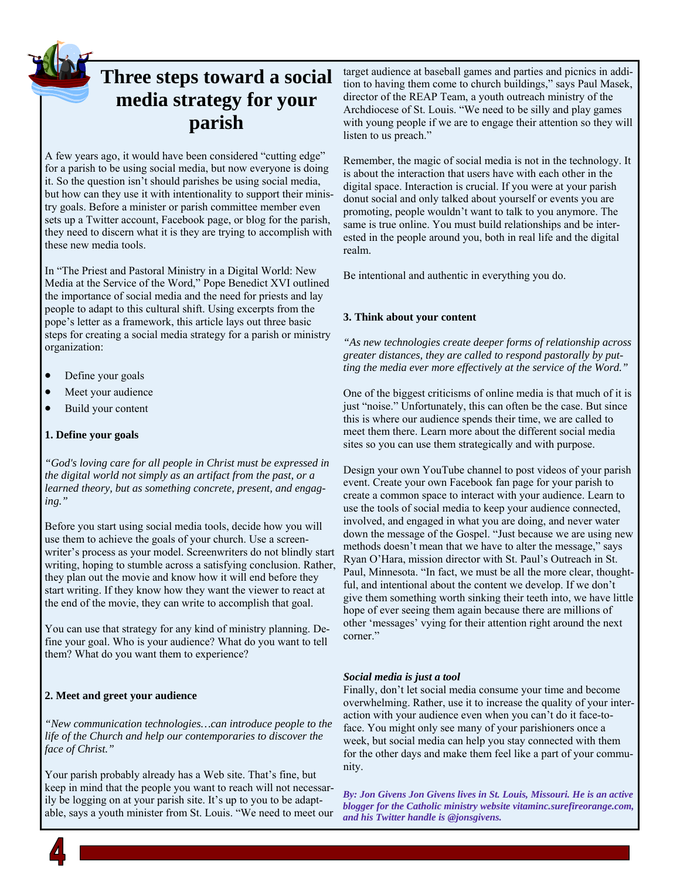# Three steps toward a social media strategy for your parish

A few years ago, it would have been considered "cutting edge" for a parish to be using social media, but now everyone is doing it. So the question isn't should parishes be using social media, but how can they use it with intentionality to support their ministry goals. Before a minister or parish committee member even sets up a Twitter account, Facebook page, or blog for the parish, they need to discern what it is they are trying to accomplish with these new media tools.

In "The Priest and Pastoral Ministry in a Digital World: New Media at the Service of the Word," Pope Benedict XVI outlined the importance of social media and the need for priests and lay people to adapt to this cultural shift. Using excerpts from the pope's letter as a framework, this article lays out three basic steps for creating a social media strategy for a parish or ministry organization:

- Define your goals
- Meet your audience
- Build your content

**1. Define your goals**

*"God's loving care for all people in Christ must be expressed in the digital world not simply as an artifact from the past, or a learned theory, but as something concrete, present, and engaging."*

Before you start using social media tools, decide how you will use them to achieve the goals of your church. Use a screenwriter's process as your model. Screenwriters do not blindly start writing, hoping to stumble across a satisfying conclusion. Rather, they plan out the movie and know how it will end before they start writing. If they know how they want the viewer to react at the end of the movie, they can write to accomplish that goal.

You can use that strategy for any kind of ministry planning. Define your goal. Who is your audience? What do you want to tell them? What do you want them to experience?

**2. Meet and greet your audience**

*"New communication technologies…can introduce people to the life of the Church and help our contemporaries to discover the face of Christ."*

Your parish probably already has a Web site. That's fine, but keep in mind that the people you want to reach will not necessarily be logging on at your parish site. It's up to you to be adaptable, says a youth minister from St. Louis. "We need to meet our target audience at baseball games and parties and picnics in addition to having them come to church buildings," says Paul Masek, director of the REAP Team, a youth outreach ministry of the Archdiocese of St. Louis. "We need to be silly and play games with young people if we are to engage their attention so they will listen to us preach."

Remember, the magic of social media is not in the technology. It is about the interaction that users have with each other in the digital space. Interaction is crucial. If you were at your parish donut social and only talked about yourself or events you are promoting, people wouldn't want to talk to you anymore. The same is true online. You must build relationships and be interested in the people around you, both in real life and the digital realm.

Be intentional and authentic in everything you do.

**3. Think about your content**

*"As new technologies create deeper forms of relationship across greater distances, they are called to respond pastorally by putting the media ever more effectively at the service of the Word."*

One of the biggest criticisms of online media is that much of it is just "noise." Unfortunately, this can often be the case. But since this is where our audience spends their time, we are called to meet them there. Learn more about the different social media sites so you can use them strategically and with purpose.

Design your own YouTube channel to post videos of your parish event. Create your own Facebook fan page for your parish to create a common space to interact with your audience. Learn to use the tools of social media to keep your audience connected, involved, and engaged in what you are doing, and never water down the message of the Gospel. "Just because we are using new methods doesn't mean that we have to alter the message," says Ryan O'Hara, mission director with St. Paul's Outreach in St. Paul, Minnesota. "In fact, we must be all the more clear, thoughtful, and intentional about the content we develop. If we don't give them something worth sinking their teeth into, we have little hope of ever seeing them again because there are millions of other 'messages' vying for their attention right around the next corner."

***Social media is just a tool***

Finally, don't let social media consume your time and become overwhelming. Rather, use it to increase the quality of your interaction with your audience even when you can't do it face-to-face. You might only see many of your parishioners once a week, but social media can help you stay connected with them for the other days and make them feel like a part of your community.

***By: Jon Givens Jon Givens lives in St. Louis, Missouri. He is an active blogger for the Catholic ministry website vitaminc.surefireorange.com, and his Twitter handle is @jonsgivens.***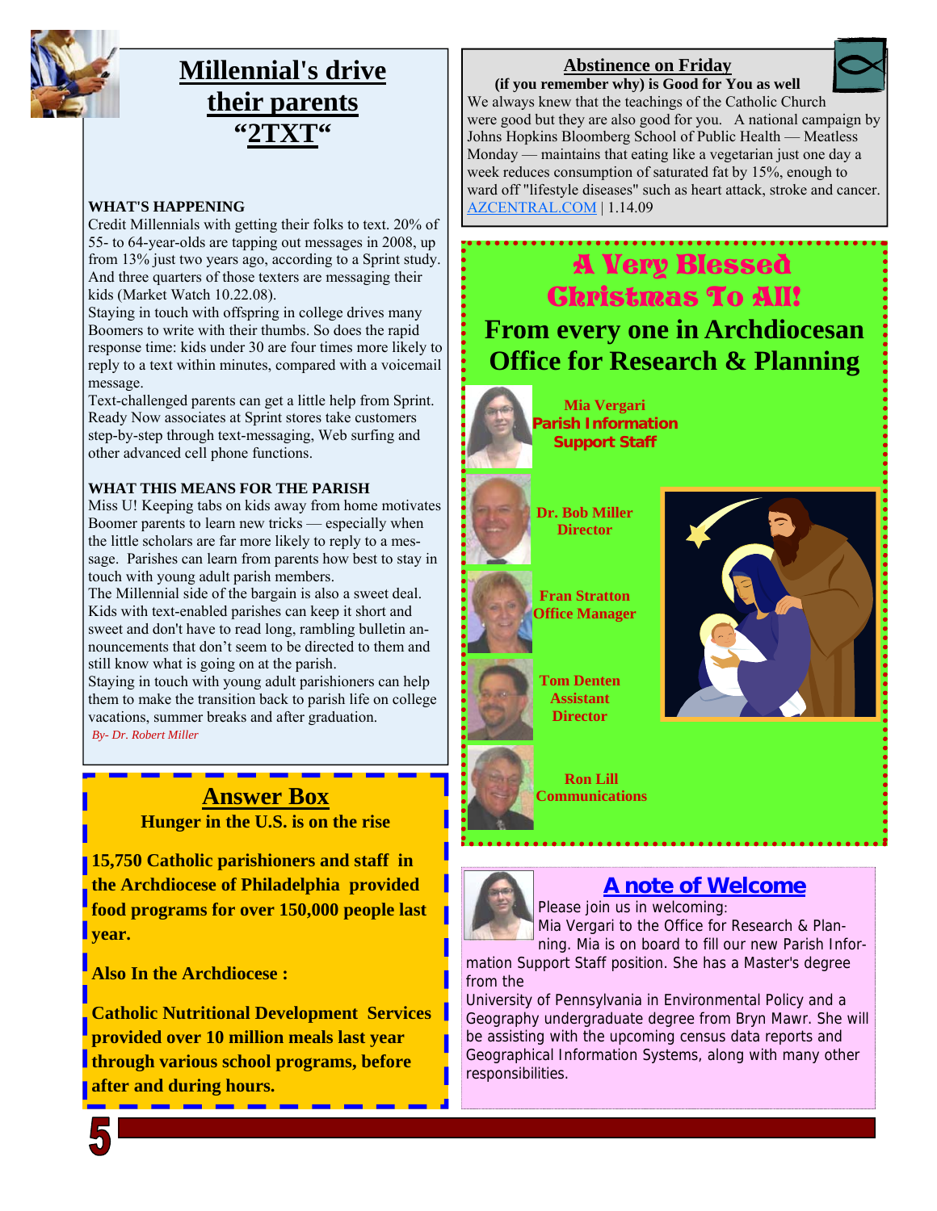# Millennial's drive their parents "2TXT"

**WHAT'S HAPPENING**

Credit Millennials with getting their folks to text. 20% of 55- to 64-year-olds are tapping out messages in 2008, up from 13% just two years ago, according to a Sprint study. And three quarters of those texters are messaging their kids (Market Watch 10.22.08).

Staying in touch with offspring in college drives many Boomers to write with their thumbs. So does the rapid response time: kids under 30 are four times more likely to reply to a text within minutes, compared with a voicemail message.

Text-challenged parents can get a little help from Sprint. Ready Now associates at Sprint stores take customers step-by-step through text-messaging, Web surfing and other advanced cell phone functions.

**WHAT THIS MEANS FOR THE PARISH**

Miss U! Keeping tabs on kids away from home motivates Boomer parents to learn new tricks — especially when the little scholars are far more likely to reply to a message. Parishes can learn from parents how best to stay in touch with young adult parish members.

The Millennial side of the bargain is also a sweet deal. Kids with text-enabled parishes can keep it short and sweet and don't have to read long, rambling bulletin announcements that don't seem to be directed to them and still know what is going on at the parish.

Staying in touch with young adult parishioners can help them to make the transition back to parish life on college vacations, summer breaks and after graduation.

*By- Dr. Robert Miller*

## Answer Box

**Hunger in the U.S. is on the rise**

**15,750 Catholic parishioners and staff in the Archdiocese of Philadelphia provided food programs for over 150,000 people last year.**

**Also In the Archdiocese :**

**Catholic Nutritional Development Services provided over 10 million meals last year through various school programs, before after and during hours.**

## Abstinence on Friday

**(if you remember why) is Good for You as well**

We always knew that the teachings of the Catholic Church were good but they are also good for you. A national campaign by Johns Hopkins Bloomberg School of Public Health — Meatless Monday — maintains that eating like a vegetarian just one day a week reduces consumption of saturated fat by 15%, enough to ward off "lifestyle diseases" such as heart attack, stroke and cancer. AZCENTRAL.COM | 1.14.09

## A Very Blessed Christmas To All!

**From every one in Archdiocesan Office for Research & Planning**

**Mia Vergari**
**Parish Information Support Staff**

**Dr. Bob Miller**
**Director**

**Fran Stratton**
**Office Manager**

**Tom Denten**
**Assistant Director**

**Ron Lill**
**Communications**

## A note of Welcome

Please join us in welcoming:

Mia Vergari to the Office for Research & Planning. Mia is on board to fill our new Parish Information Support Staff position. She has a Master's degree from the University of Pennsylvania in Environmental Policy and a Geography undergraduate degree from Bryn Mawr. She will be assisting with the upcoming census data reports and Geographical Information Systems, along with many other responsibilities.